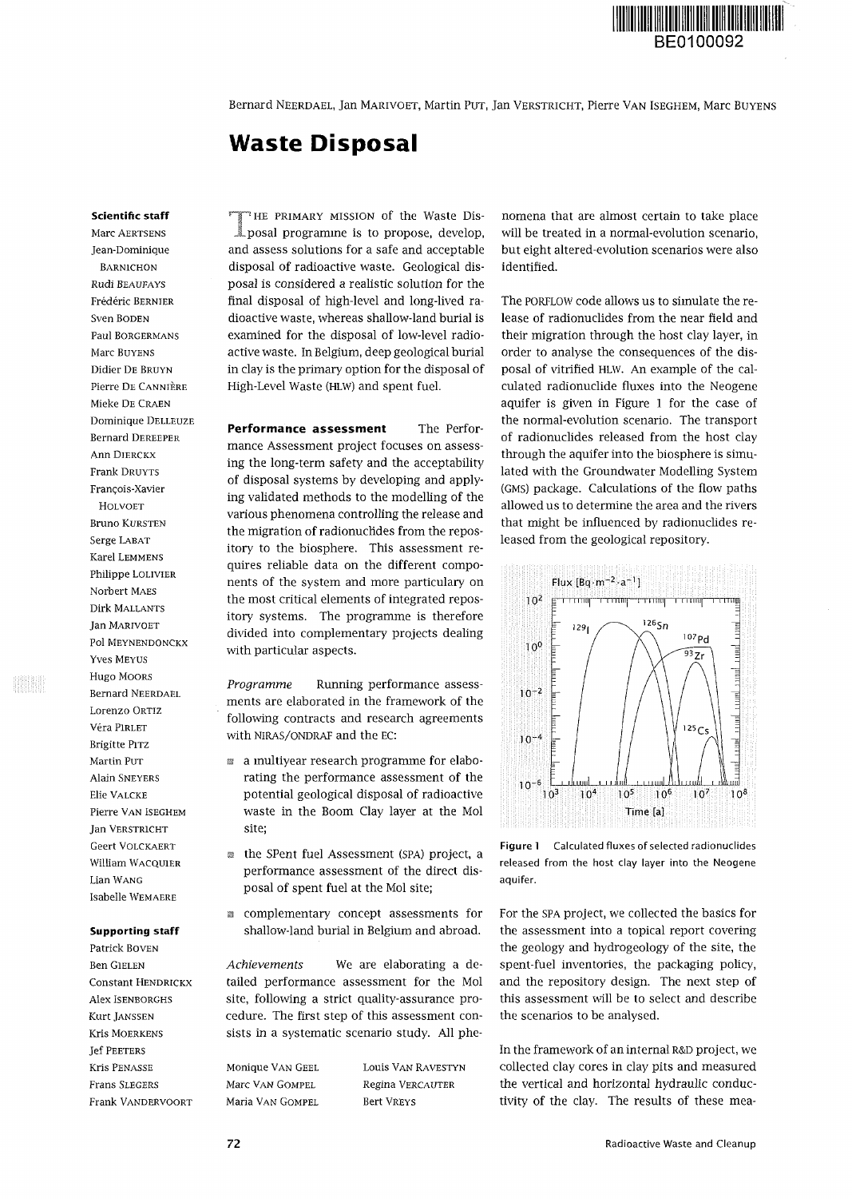BE0100092

Bernard NEERDAEL, Jan MARIVOET, Martin PUT, Jan VERSTRICHT, Pierre VAN ISEGHEM, Marc BUYENS

# Waste Disposal

**Scientific staff**

Marc AERTSENS
Jean-Dominique BARNICHON
Rudi BEAUFAYS
Frédéric BERNIER
Sven BODEN
Paul BORGERMANS
Marc BUYENS
Didier DE BRUYN
Pierre DE CANNIÈRE
Mieke DE CRAEN
Dominique DELLEUZE
Bernard DEREEPER
Ann DIERCKX
Frank DRUYTS
François-Xavier HOLVOET
Bruno KURSTEN
Serge LABAT
Karel LEMMENS
Philippe LOLIVIER
Norbert MAES
Dirk MALLANTS
Jan MARIVOET
Pol MEYNENDONCKX
Yves MEYUS
Hugo MOORS
Bernard NEERDAEL
Lorenzo ORTIZ
Véra PIRLET
Brigitte PITZ
Martin PUT
Alain SNEYERS
Elie VALCKE
Pierre VAN ISEGHEM
Jan VERSTRICHT
Geert VOLCKAERT
William WACQUIER
Lian WANG
Isabelle WEMAERE

**Supporting staff**

Patrick BOVEN
Ben GIELEN
Constant HENDRICKX
Alex ISENBORGHS
Kurt JANSSEN
Kris MOERKENS
Jef PEETERS
Kris PENASSE
Frans SLEGERS
Frank VANDERVOORT
Monique VAN GEEL
Marc VAN GOMPEL
Maria VAN GOMPEL
Louis VAN RAVESTYN
Regina VERCAUTER
Bert VREYS

THE PRIMARY MISSION of the Waste Disposal programme is to propose, develop, and assess solutions for a safe and acceptable disposal of radioactive waste. Geological disposal is considered a realistic solution for the final disposal of high-level and long-lived radioactive waste, whereas shallow-land burial is examined for the disposal of low-level radioactive waste. In Belgium, deep geological burial in clay is the primary option for the disposal of High-Level Waste (HLW) and spent fuel.

**Performance assessment** The Performance Assessment project focuses on assessing the long-term safety and the acceptability of disposal systems by developing and applying validated methods to the modelling of the various phenomena controlling the release and the migration of radionuclides from the repository to the biosphere. This assessment requires reliable data on the different components of the system and more particulary on the most critical elements of integrated repository systems. The programme is therefore divided into complementary projects dealing with particular aspects.

*Programme* Running performance assessments are elaborated in the framework of the following contracts and research agreements with NIRAS/ONDRAF and the EC:

- a multiyear research programme for elaborating the performance assessment of the potential geological disposal of radioactive waste in the Boom Clay layer at the Mol site;
- the SPent fuel Assessment (SPA) project, a performance assessment of the direct disposal of spent fuel at the Mol site;
- complementary concept assessments for shallow-land burial in Belgium and abroad.

*Achievements* We are elaborating a detailed performance assessment for the Mol site, following a strict quality-assurance procedure. The first step of this assessment consists in a systematic scenario study. All phenomena that are almost certain to take place will be treated in a normal-evolution scenario, but eight altered-evolution scenarios were also identified.

The PORFLOW code allows us to simulate the release of radionuclides from the near field and their migration through the host clay layer, in order to analyse the consequences of the disposal of vitrified HLW. An example of the calculated radionuclide fluxes into the Neogene aquifer is given in Figure 1 for the case of the normal-evolution scenario. The transport of radionuclides released from the host clay through the aquifer into the biosphere is simulated with the Groundwater Modelling System (GMS) package. Calculations of the flow paths allowed us to determine the area and the rivers that might be influenced by radionuclides released from the geological repository.

Figure 1 Calculated fluxes of selected radionuclides released from the host clay layer into the Neogene aquifer.

For the SPA project, we collected the basics for the assessment into a topical report covering the geology and hydrogeology of the site, the spent-fuel inventories, the packaging policy, and the repository design. The next step of this assessment will be to select and describe the scenarios to be analysed.

In the framework of an internal R&D project, we collected clay cores in clay pits and measured the vertical and horizontal hydraulic conductivity of the clay. The results of these mea-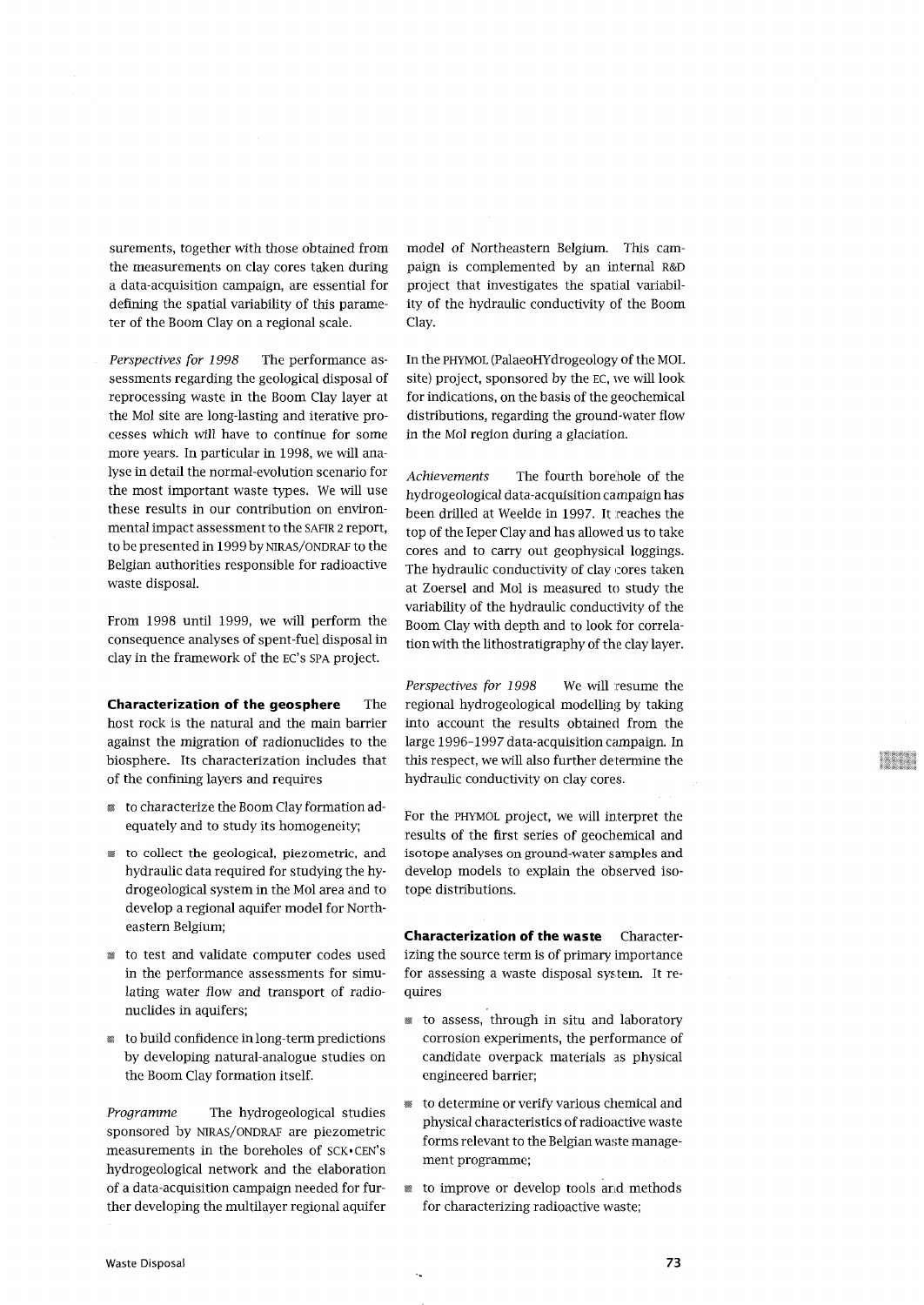surements, together with those obtained from the measurements on clay cores taken during a data-acquisition campaign, are essential for defining the spatial variability of this parameter of the Boom Clay on a regional scale.

*Perspectives for 1998* The performance assessments regarding the geological disposal of reprocessing waste in the Boom Clay layer at the Mol site are long-lasting and iterative processes which will have to continue for some more years. In particular in 1998, we will analyse in detail the normal-evolution scenario for the most important waste types. We will use these results in our contribution on environmental impact assessment to the SAFIR 2 report, to be presented in 1999 by NIRAS/ONDRAF to the Belgian authorities responsible for radioactive waste disposal.

From 1998 until 1999, we will perform the consequence analyses of spent-fuel disposal in clay in the framework of the EC's SPA project.

**Characterization of the geosphere** The host rock is the natural and the main barrier against the migration of radionuclides to the biosphere. Its characterization includes that of the confining layers and requires

- to characterize the Boom Clay formation adequately and to study its homogeneity;
- to collect the geological, piezometric, and hydraulic data required for studying the hydrogeological system in the Mol area and to develop a regional aquifer model for Northeastern Belgium;
- to test and validate computer codes used in the performance assessments for simulating water flow and transport of radionuclides in aquifers;
- to build confidence in long-term predictions by developing natural-analogue studies on the Boom Clay formation itself.

*Programme* The hydrogeological studies sponsored by NIRAS/ONDRAF are piezometric measurements in the boreholes of SCK•CEN's hydrogeological network and the elaboration of a data-acquisition campaign needed for further developing the multilayer regional aquifer model of Northeastern Belgium. This campaign is complemented by an internal R&D project that investigates the spatial variability of the hydraulic conductivity of the Boom Clay.

In the PHYMOL (PalaeoHYdrogeology of the MOL site) project, sponsored by the EC, we will look for indications, on the basis of the geochemical distributions, regarding the ground-water flow in the Mol region during a glaciation.

*Achievements* The fourth borehole of the hydrogeological data-acquisition campaign has been drilled at Weelde in 1997. It reaches the top of the Ieper Clay and has allowed us to take cores and to carry out geophysical loggings. The hydraulic conductivity of clay cores taken at Zoersel and Mol is measured to study the variability of the hydraulic conductivity of the Boom Clay with depth and to look for correlation with the lithostratigraphy of the clay layer.

*Perspectives for 1998* We will resume the regional hydrogeological modelling by taking into account the results obtained from the large 1996–1997 data-acquisition campaign. In this respect, we will also further determine the hydraulic conductivity on clay cores.

For the PHYMOL project, we will interpret the results of the first series of geochemical and isotope analyses on ground-water samples and develop models to explain the observed isotope distributions.

**Characterization of the waste** Characterizing the source term is of primary importance for assessing a waste disposal system. It requires

- to assess, through in situ and laboratory corrosion experiments, the performance of candidate overpack materials as physical engineered barrier;
- to determine or verify various chemical and physical characteristics of radioactive waste forms relevant to the Belgian waste management programme;
- to improve or develop tools and methods for characterizing radioactive waste;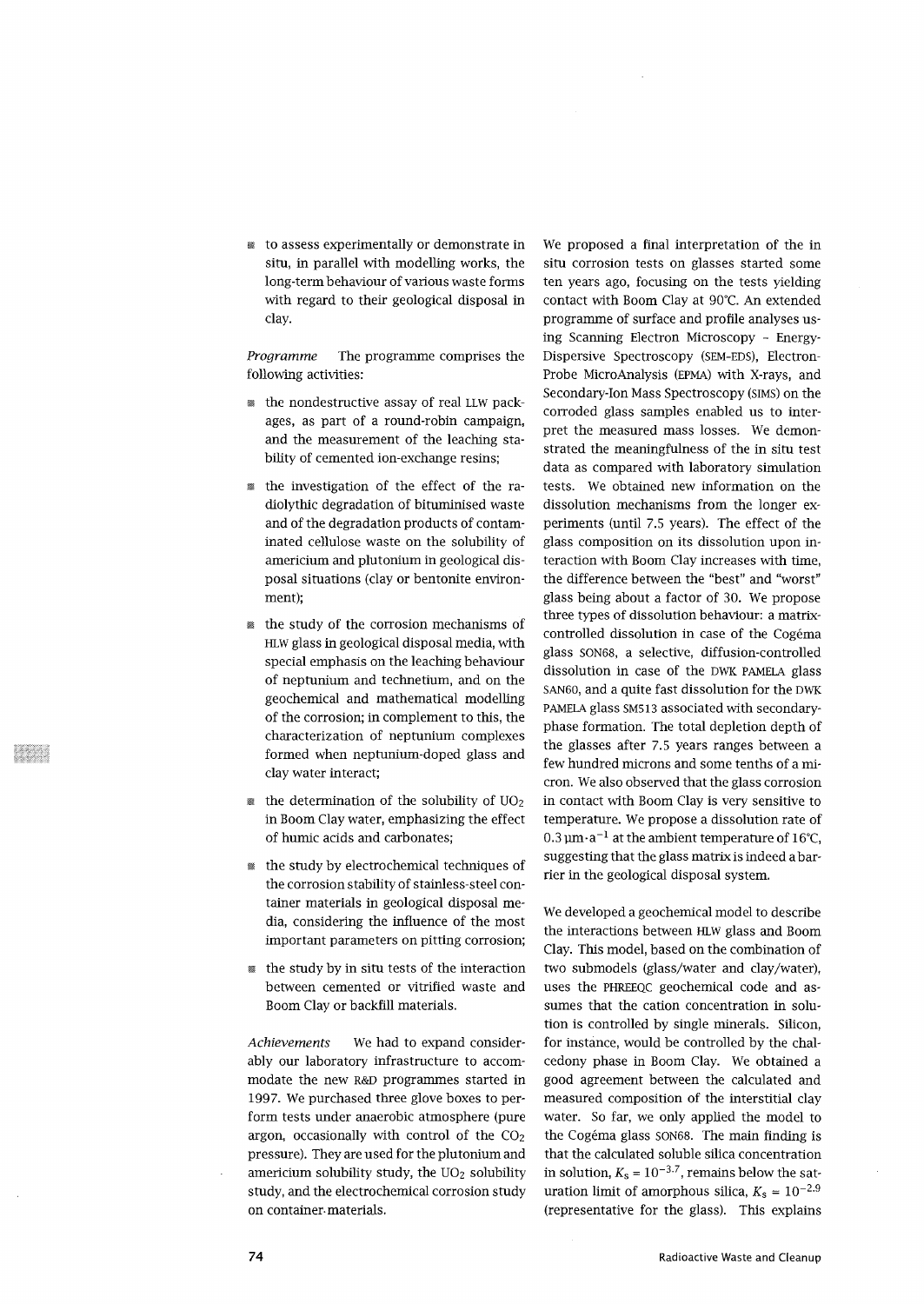- to assess experimentally or demonstrate in situ, in parallel with modelling works, the long-term behaviour of various waste forms with regard to their geological disposal in clay.

*Programme* The programme comprises the following activities:

- the nondestructive assay of real LLW packages, as part of a round-robin campaign, and the measurement of the leaching stability of cemented ion-exchange resins;
- the investigation of the effect of the radiolythic degradation of bituminised waste and of the degradation products of contaminated cellulose waste on the solubility of americium and plutonium in geological disposal situations (clay or bentonite environment);
- the study of the corrosion mechanisms of HLW glass in geological disposal media, with special emphasis on the leaching behaviour of neptunium and technetium, and on the geochemical and mathematical modelling of the corrosion; in complement to this, the characterization of neptunium complexes formed when neptunium-doped glass and clay water interact;
- the determination of the solubility of $UO_2$ in Boom Clay water, emphasizing the effect of humic acids and carbonates;
- the study by electrochemical techniques of the corrosion stability of stainless-steel container materials in geological disposal media, considering the influence of the most important parameters on pitting corrosion;
- the study by in situ tests of the interaction between cemented or vitrified waste and Boom Clay or backfill materials.

*Achievements* We had to expand considerably our laboratory infrastructure to accommodate the new R&D programmes started in 1997. We purchased three glove boxes to perform tests under anaerobic atmosphere (pure argon, occasionally with control of the $CO_2$ pressure). They are used for the plutonium and americium solubility study, the $UO_2$ solubility study, and the electrochemical corrosion study on container materials.

We proposed a final interpretation of the in situ corrosion tests on glasses started some ten years ago, focusing on the tests yielding contact with Boom Clay at 90°C. An extended programme of surface and profile analyses using Scanning Electron Microscopy – Energy-Dispersive Spectroscopy (SEM-EDS), Electron-Probe MicroAnalysis (EPMA) with X-rays, and Secondary-Ion Mass Spectroscopy (SIMS) on the corroded glass samples enabled us to interpret the measured mass losses. We demonstrated the meaningfulness of the in situ test data as compared with laboratory simulation tests. We obtained new information on the dissolution mechanisms from the longer experiments (until 7.5 years). The effect of the glass composition on its dissolution upon interaction with Boom Clay increases with time, the difference between the "best" and "worst" glass being about a factor of 30. We propose three types of dissolution behaviour: a matrix-controlled dissolution in case of the Cogéma glass SON68, a selective, diffusion-controlled dissolution in case of the DWK PAMELA glass SAN60, and a quite fast dissolution for the DWK PAMELA glass SM513 associated with secondary-phase formation. The total depletion depth of the glasses after 7.5 years ranges between a few hundred microns and some tenths of a micron. We also observed that the glass corrosion in contact with Boom Clay is very sensitive to temperature. We propose a dissolution rate of $0.3\,\mu m \cdot a^{-1}$ at the ambient temperature of 16°C, suggesting that the glass matrix is indeed a barrier in the geological disposal system.

We developed a geochemical model to describe the interactions between HLW glass and Boom Clay. This model, based on the combination of two submodels (glass/water and clay/water), uses the PHREEQC geochemical code and assumes that the cation concentration in solution is controlled by single minerals. Silicon, for instance, would be controlled by the chalcedony phase in Boom Clay. We obtained a good agreement between the calculated and measured composition of the interstitial clay water. So far, we only applied the model to the Cogéma glass SON68. The main finding is that the calculated soluble silica concentration in solution, $K_s = 10^{-3.7}$, remains below the saturation limit of amorphous silica, $K_s = 10^{-2.9}$ (representative for the glass). This explains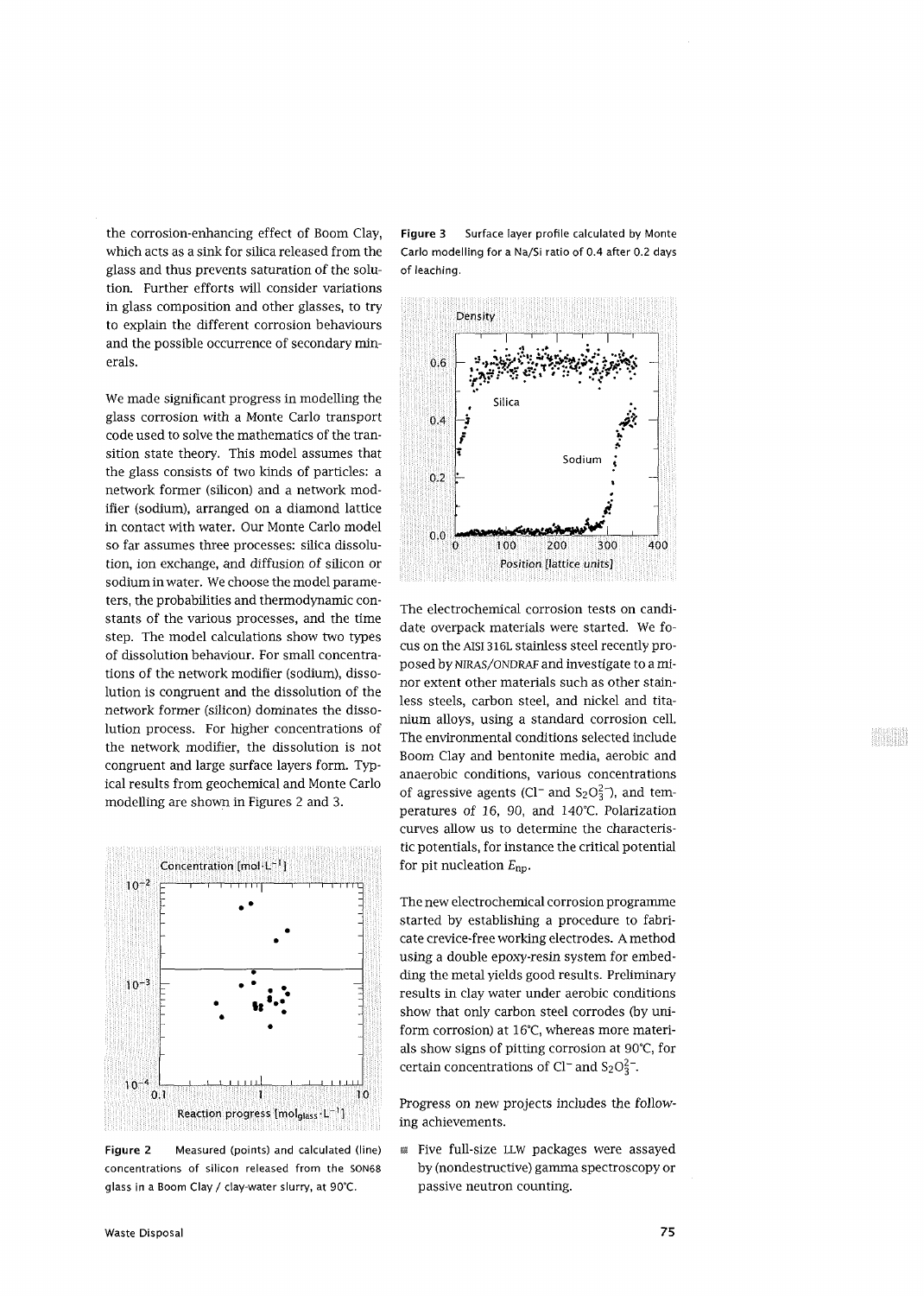the corrosion-enhancing effect of Boom Clay, which acts as a sink for silica released from the glass and thus prevents saturation of the solution. Further efforts will consider variations in glass composition and other glasses, to try to explain the different corrosion behaviours and the possible occurrence of secondary minerals.

We made significant progress in modelling the glass corrosion with a Monte Carlo transport code used to solve the mathematics of the transition state theory. This model assumes that the glass consists of two kinds of particles: a network former (silicon) and a network modifier (sodium), arranged on a diamond lattice in contact with water. Our Monte Carlo model so far assumes three processes: silica dissolution, ion exchange, and diffusion of silicon or sodium in water. We choose the model parameters, the probabilities and thermodynamic constants of the various processes, and the time step. The model calculations show two types of dissolution behaviour. For small concentrations of the network modifier (sodium), dissolution is congruent and the dissolution of the network former (silicon) dominates the dissolution process. For higher concentrations of the network modifier, the dissolution is not congruent and large surface layers form. Typical results from geochemical and Monte Carlo modelling are shown in Figures 2 and 3.

**Figure 2** Measured (points) and calculated (line) concentrations of silicon released from the SON68 glass in a Boom Clay / clay-water slurry, at 90°C.

**Figure 3** Surface layer profile calculated by Monte Carlo modelling for a Na/Si ratio of 0.4 after 0.2 days of leaching.

The electrochemical corrosion tests on candidate overpack materials were started. We focus on the AISI 316L stainless steel recently proposed by NIRAS/ONDRAF and investigate to a minor extent other materials such as other stainless steels, carbon steel, and nickel and titanium alloys, using a standard corrosion cell. The environmental conditions selected include Boom Clay and bentonite media, aerobic and anaerobic conditions, various concentrations of agressive agents ($Cl^-$ and $S_2O_3^{2-}$), and temperatures of 16, 90, and 140°C. Polarization curves allow us to determine the characteristic potentials, for instance the critical potential for pit nucleation $E_{np}$.

The new electrochemical corrosion programme started by establishing a procedure to fabricate crevice-free working electrodes. A method using a double epoxy-resin system for embedding the metal yields good results. Preliminary results in clay water under aerobic conditions show that only carbon steel corrodes (by uniform corrosion) at 16°C, whereas more materials show signs of pitting corrosion at 90°C, for certain concentrations of $Cl^-$ and $S_2O_3^{2-}$.

Progress on new projects includes the following achievements.

- Five full-size LLW packages were assayed by (nondestructive) gamma spectroscopy or passive neutron counting.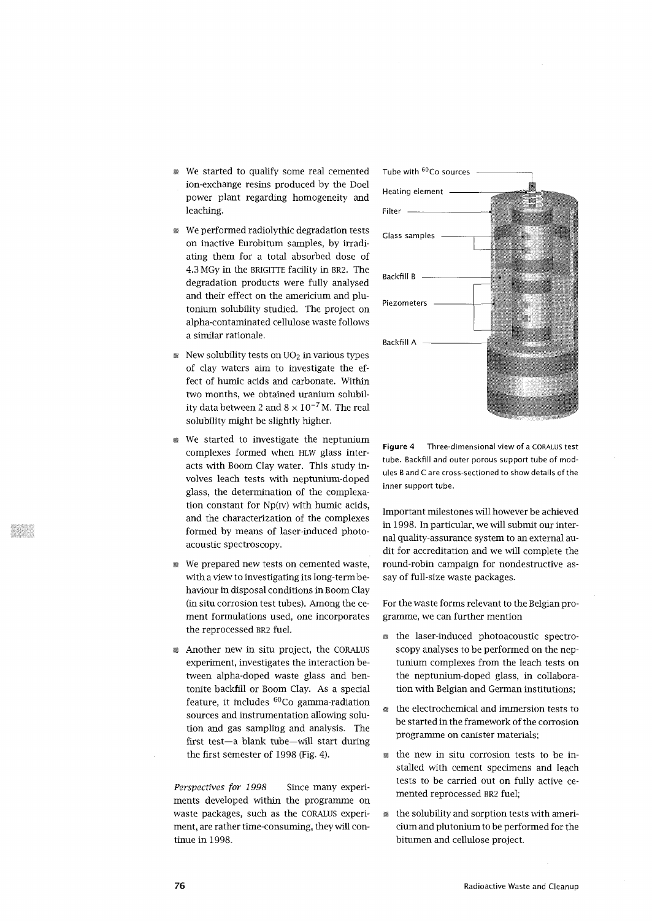- We started to qualify some real cemented ion-exchange resins produced by the Doel power plant regarding homogeneity and leaching.
- We performed radiolythic degradation tests on inactive Eurobitum samples, by irradiating them for a total absorbed dose of 4.3 MGy in the BRIGITTE facility in BR2. The degradation products were fully analysed and their effect on the americium and plutonium solubility studied. The project on alpha-contaminated cellulose waste follows a similar rationale.
- New solubility tests on $UO_2$ in various types of clay waters aim to investigate the effect of humic acids and carbonate. Within two months, we obtained uranium solubility data between 2 and $8 \times 10^{-7}$ M. The real solubility might be slightly higher.
- We started to investigate the neptunium complexes formed when HLW glass interacts with Boom Clay water. This study involves leach tests with neptunium-doped glass, the determination of the complexation constant for Np(IV) with humic acids, and the characterization of the complexes formed by means of laser-induced photoacoustic spectroscopy.
- We prepared new tests on cemented waste, with a view to investigating its long-term behaviour in disposal conditions in Boom Clay (in situ corrosion test tubes). Among the cement formulations used, one incorporates the reprocessed BR2 fuel.
- Another new in situ project, the CORALUS experiment, investigates the interaction between alpha-doped waste glass and bentonite backfill or Boom Clay. As a special feature, it includes $^{60}Co$ gamma-radiation sources and instrumentation allowing solution and gas sampling and analysis. The first test—a blank tube—will start during the first semester of 1998 (Fig. 4).

*Perspectives for 1998* Since many experiments developed within the programme on waste packages, such as the CORALUS experiment, are rather time-consuming, they will continue in 1998.

Tube with $^{60}Co$ sources
Heating element
Filter
Glass samples
Backfill B
Piezometers
Backfill A

**Figure 4** Three-dimensional view of a CORALUS test tube. Backfill and outer porous support tube of modules B and C are cross-sectioned to show details of the inner support tube.

Important milestones will however be achieved in 1998. In particular, we will submit our internal quality-assurance system to an external audit for accreditation and we will complete the round-robin campaign for nondestructive assay of full-size waste packages.

For the waste forms relevant to the Belgian programme, we can further mention

- the laser-induced photoacoustic spectroscopy analyses to be performed on the neptunium complexes from the leach tests on the neptunium-doped glass, in collaboration with Belgian and German institutions;
- the electrochemical and immersion tests to be started in the framework of the corrosion programme on canister materials;
- the new in situ corrosion tests to be installed with cement specimens and leach tests to be carried out on fully active cemented reprocessed BR2 fuel;
- the solubility and sorption tests with americium and plutonium to be performed for the bitumen and cellulose project.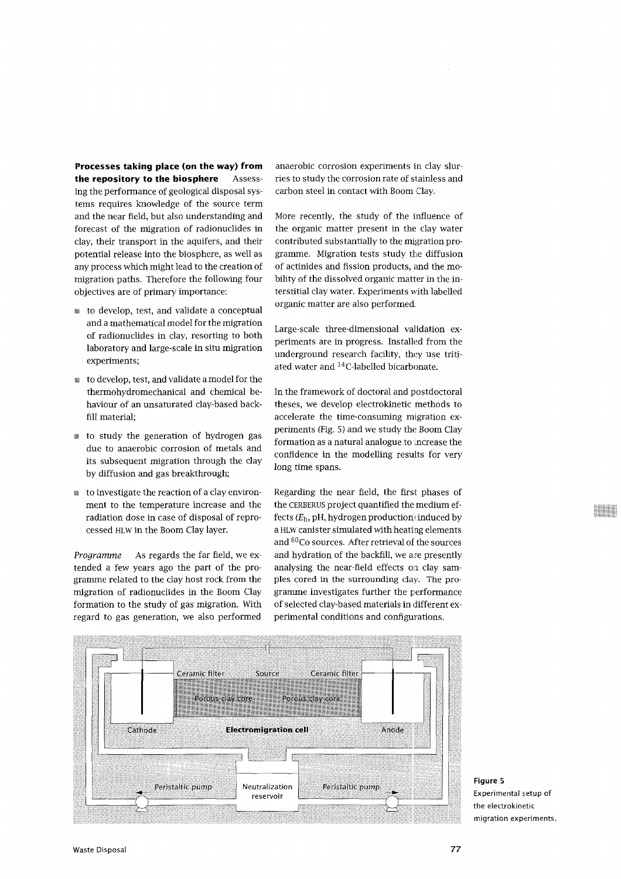**Processes taking place (on the way) from the repository to the biosphere** Assessing the performance of geological disposal systems requires knowledge of the source term and the near field, but also understanding and forecast of the migration of radionuclides in clay, their transport in the aquifers, and their potential release into the biosphere, as well as any process which might lead to the creation of migration paths. Therefore the following four objectives are of primary importance:

- to develop, test, and validate a conceptual and a mathematical model for the migration of radionuclides in clay, resorting to both laboratory and large-scale in situ migration experiments;
- to develop, test, and validate a model for the thermohydromechanical and chemical behaviour of an unsaturated clay-based backfill material;
- to study the generation of hydrogen gas due to anaerobic corrosion of metals and its subsequent migration through the clay by diffusion and gas breakthrough;
- to investigate the reaction of a clay environment to the temperature increase and the radiation dose in case of disposal of reprocessed HLW in the Boom Clay layer.

*Programme* As regards the far field, we extended a few years ago the part of the programme related to the clay host rock from the migration of radionuclides in the Boom Clay formation to the study of gas migration. With regard to gas generation, we also performed anaerobic corrosion experiments in clay slurries to study the corrosion rate of stainless and carbon steel in contact with Boom Clay.

More recently, the study of the influence of the organic matter present in the clay water contributed substantially to the migration programme. Migration tests study the diffusion of actinides and fission products, and the mobility of the dissolved organic matter in the interstitial clay water. Experiments with labelled organic matter are also performed.

Large-scale three-dimensional validation experiments are in progress. Installed from the underground research facility, they use tritiated water and $^{14}C$-labelled bicarbonate.

In the framework of doctoral and postdoctoral theses, we develop electrokinetic methods to accelerate the time-consuming migration experiments (Fig. 5) and we study the Boom Clay formation as a natural analogue to increase the confidence in the modelling results for very long time spans.

Regarding the near field, the first phases of the CERBERUS project quantified the medium effects ($E_h$, pH, hydrogen production) induced by a HLW canister simulated with heating elements and $^{60}Co$ sources. After retrieval of the sources and hydration of the backfill, we are presently analysing the near-field effects on clay samples cored in the surrounding clay. The programme investigates further the performance of selected clay-based materials in different experimental conditions and configurations.

**Figure 5**
Experimental setup of the electrokinetic migration experiments.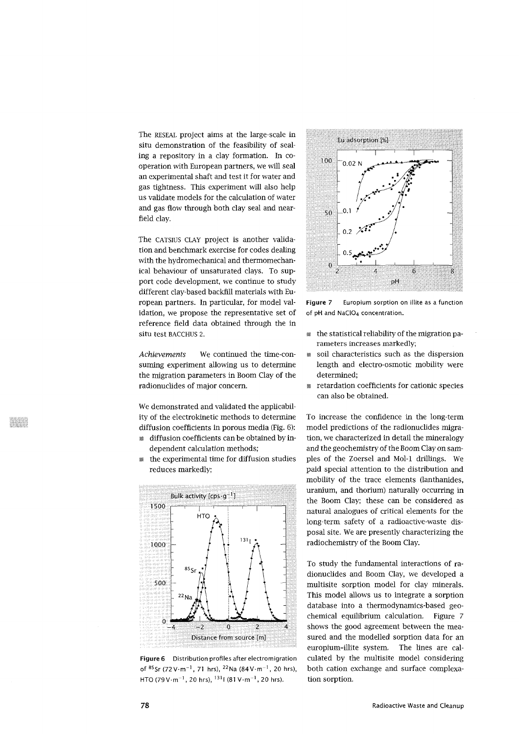The RESEAL project aims at the large-scale in situ demonstration of the feasibility of sealing a repository in a clay formation. In cooperation with European partners, we will seal an experimental shaft and test it for water and gas tightness. This experiment will also help us validate models for the calculation of water and gas flow through both clay seal and near-field clay.

The CATSIUS CLAY project is another validation and benchmark exercise for codes dealing with the hydromechanical and thermomechanical behaviour of unsaturated clays. To support code development, we continue to study different clay-based backfill materials with European partners. In particular, for model validation, we propose the representative set of reference field data obtained through the in situ test BACCHUS 2.

*Achievements* We continued the time-consuming experiment allowing us to determine the migration parameters in Boom Clay of the radionuclides of major concern.

We demonstrated and validated the applicability of the electrokinetic methods to determine diffusion coefficients in porous media (Fig. 6):

- diffusion coefficients can be obtained by independent calculation methods;
- the experimental time for diffusion studies reduces markedly;
- the statistical reliability of the migration parameters increases markedly;
- soil characteristics such as the dispersion length and electro-osmotic mobility were determined;
- retardation coefficients for cationic species can also be obtained.

Figure 6 Distribution profiles after electromigration of $^{85}Sr$ ($72\,V \cdot m^{-1}$, 71 hrs), $^{22}Na$ ($84\,V \cdot m^{-1}$, 20 hrs), HTO ($79\,V \cdot m^{-1}$, 20 hrs), $^{131}I$ ($81\,V \cdot m^{-1}$, 20 hrs).

Figure 7 Europium sorption on illite as a function of pH and $NaClO_4$ concentration.

To increase the confidence in the long-term model predictions of the radionuclides migration, we characterized in detail the mineralogy and the geochemistry of the Boom Clay on samples of the Zoersel and Mol-1 drillings. We paid special attention to the distribution and mobility of the trace elements (lanthanides, uranium, and thorium) naturally occurring in the Boom Clay; these can be considered as natural analogues of critical elements for the long-term safety of a radioactive-waste disposal site. We are presently characterizing the radiochemistry of the Boom Clay.

To study the fundamental interactions of radionuclides and Boom Clay, we developed a multisite sorption model for clay minerals. This model allows us to integrate a sorption database into a thermodynamics-based geochemical equilibrium calculation. Figure 7 shows the good agreement between the measured and the modelled sorption data for an europium–illite system. The lines are calculated by the multisite model considering both cation exchange and surface complexation sorption.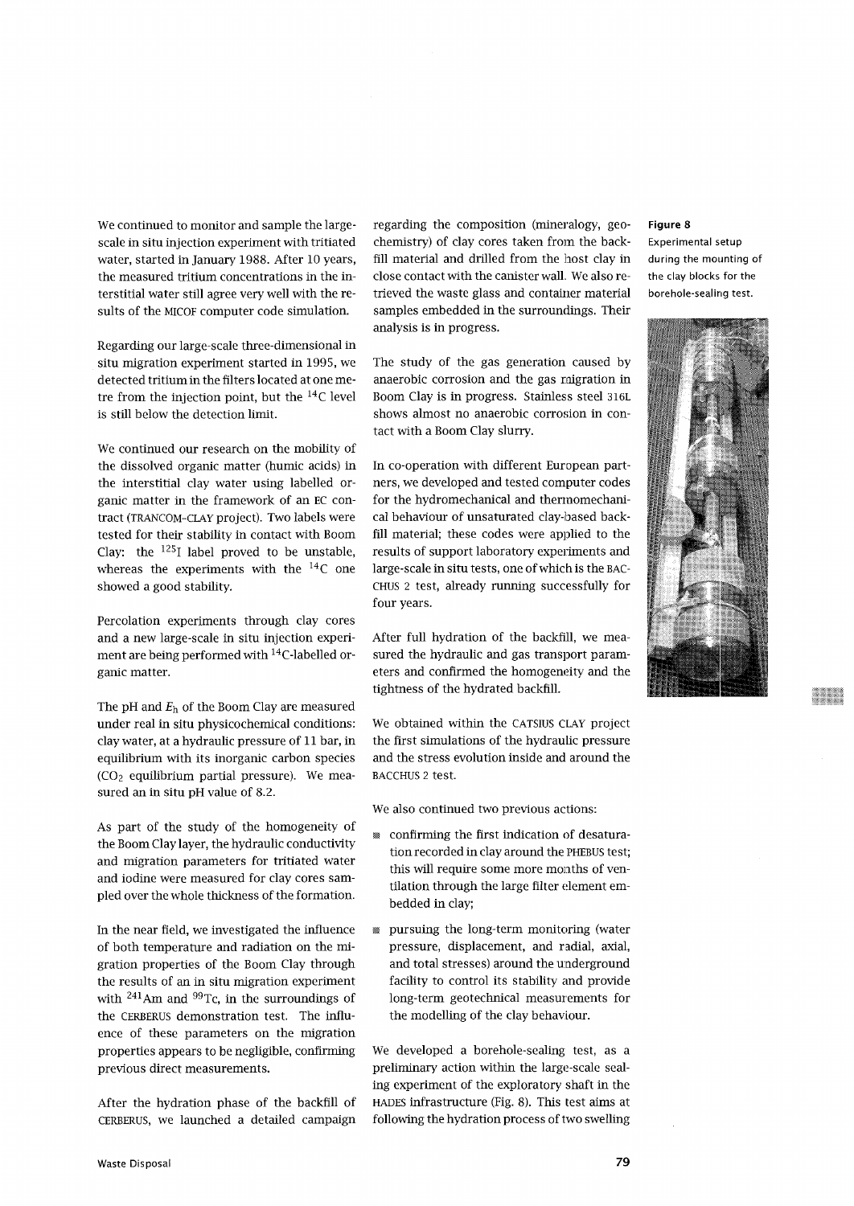We continued to monitor and sample the large-scale in situ injection experiment with tritiated water, started in January 1988. After 10 years, the measured tritium concentrations in the interstitial water still agree very well with the results of the MICOF computer code simulation.

Regarding our large-scale three-dimensional in situ migration experiment started in 1995, we detected tritium in the filters located at one metre from the injection point, but the $^{14}C$ level is still below the detection limit.

We continued our research on the mobility of the dissolved organic matter (humic acids) in the interstitial clay water using labelled organic matter in the framework of an EC contract (TRANCOM-CLAY project). Two labels were tested for their stability in contact with Boom Clay: the $^{125}I$ label proved to be unstable, whereas the experiments with the $^{14}C$ one showed a good stability.

Percolation experiments through clay cores and a new large-scale in situ injection experiment are being performed with $^{14}C$-labelled organic matter.

The pH and $E_h$ of the Boom Clay are measured under real in situ physicochemical conditions: clay water, at a hydraulic pressure of 11 bar, in equilibrium with its inorganic carbon species ($CO_2$ equilibrium partial pressure). We measured an in situ pH value of 8.2.

As part of the study of the homogeneity of the Boom Clay layer, the hydraulic conductivity and migration parameters for tritiated water and iodine were measured for clay cores sampled over the whole thickness of the formation.

In the near field, we investigated the influence of both temperature and radiation on the migration properties of the Boom Clay through the results of an in situ migration experiment with $^{241}Am$ and $^{99}Tc$, in the surroundings of the CERBERUS demonstration test. The influence of these parameters on the migration properties appears to be negligible, confirming previous direct measurements.

After the hydration phase of the backfill of CERBERUS, we launched a detailed campaign regarding the composition (mineralogy, geochemistry) of clay cores taken from the backfill material and drilled from the host clay in close contact with the canister wall. We also retrieved the waste glass and container material samples embedded in the surroundings. Their analysis is in progress.

The study of the gas generation caused by anaerobic corrosion and the gas migration in Boom Clay is in progress. Stainless steel 316L shows almost no anaerobic corrosion in contact with a Boom Clay slurry.

In co-operation with different European partners, we developed and tested computer codes for the hydromechanical and thermomechanical behaviour of unsaturated clay-based backfill material; these codes were applied to the results of support laboratory experiments and large-scale in situ tests, one of which is the BACCHUS 2 test, already running successfully for four years.

After full hydration of the backfill, we measured the hydraulic and gas transport parameters and confirmed the homogeneity and the tightness of the hydrated backfill.

We obtained within the CATSIUS CLAY project the first simulations of the hydraulic pressure and the stress evolution inside and around the BACCHUS 2 test.

We also continued two previous actions:

- confirming the first indication of desaturation recorded in clay around the PHEBUS test; this will require some more months of ventilation through the large filter element embedded in clay;
- pursuing the long-term monitoring (water pressure, displacement, and radial, axial, and total stresses) around the underground facility to control its stability and provide long-term geotechnical measurements for the modelling of the clay behaviour.

We developed a borehole-sealing test, as a preliminary action within the large-scale sealing experiment of the exploratory shaft in the HADES infrastructure (Fig. 8). This test aims at following the hydration process of two swelling

**Figure 8**
Experimental setup during the mounting of the clay blocks for the borehole-sealing test.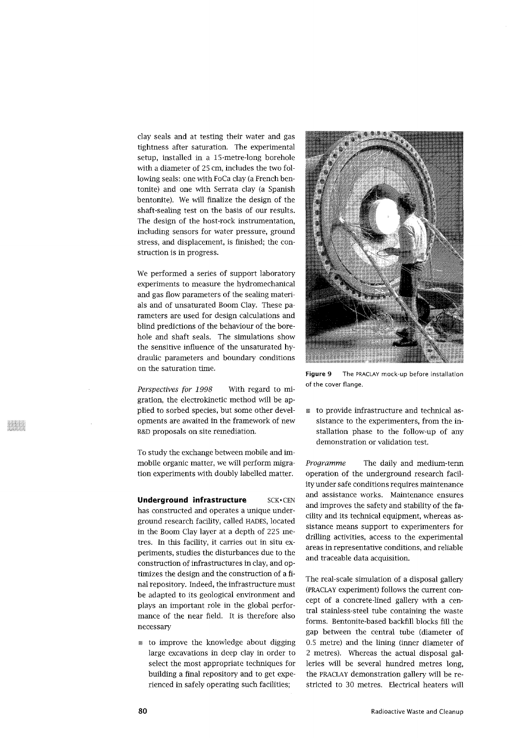clay seals and at testing their water and gas tightness after saturation. The experimental setup, installed in a 15-metre-long borehole with a diameter of 25 cm, includes the two following seals: one with FoCa clay (a French bentonite) and one with Serrata clay (a Spanish bentonite). We will finalize the design of the shaft-sealing test on the basis of our results. The design of the host-rock instrumentation, including sensors for water pressure, ground stress, and displacement, is finished; the construction is in progress.

We performed a series of support laboratory experiments to measure the hydromechanical and gas flow parameters of the sealing materials and of unsaturated Boom Clay. These parameters are used for design calculations and blind predictions of the behaviour of the borehole and shaft seals. The simulations show the sensitive influence of the unsaturated hydraulic parameters and boundary conditions on the saturation time.

*Perspectives for 1998* With regard to migration, the electrokinetic method will be applied to sorbed species, but some other developments are awaited in the framework of new R&D proposals on site remediation.

To study the exchange between mobile and immobile organic matter, we will perform migration experiments with doubly labelled matter.

**Underground infrastructure** SCK•CEN has constructed and operates a unique underground research facility, called HADES, located in the Boom Clay layer at a depth of 225 metres. In this facility, it carries out in situ experiments, studies the disturbances due to the construction of infrastructures in clay, and optimizes the design and the construction of a final repository. Indeed, the infrastructure must be adapted to its geological environment and plays an important role in the global performance of the near field. It is therefore also necessary

- to improve the knowledge about digging large excavations in deep clay in order to select the most appropriate techniques for building a final repository and to get experienced in safely operating such facilities;
- to provide infrastructure and technical assistance to the experimenters, from the installation phase to the follow-up of any demonstration or validation test.

**Figure 9** The PRACLAY mock-up before installation of the cover flange.

*Programme* The daily and medium-term operation of the underground research facility under safe conditions requires maintenance and assistance works. Maintenance ensures and improves the safety and stability of the facility and its technical equipment, whereas assistance means support to experimenters for drilling activities, access to the experimental areas in representative conditions, and reliable and traceable data acquisition.

The real-scale simulation of a disposal gallery (PRACLAY experiment) follows the current concept of a concrete-lined gallery with a central stainless-steel tube containing the waste forms. Bentonite-based backfill blocks fill the gap between the central tube (diameter of 0.5 metre) and the lining (inner diameter of 2 metres). Whereas the actual disposal galleries will be several hundred metres long, the PRACLAY demonstration gallery will be restricted to 30 metres. Electrical heaters will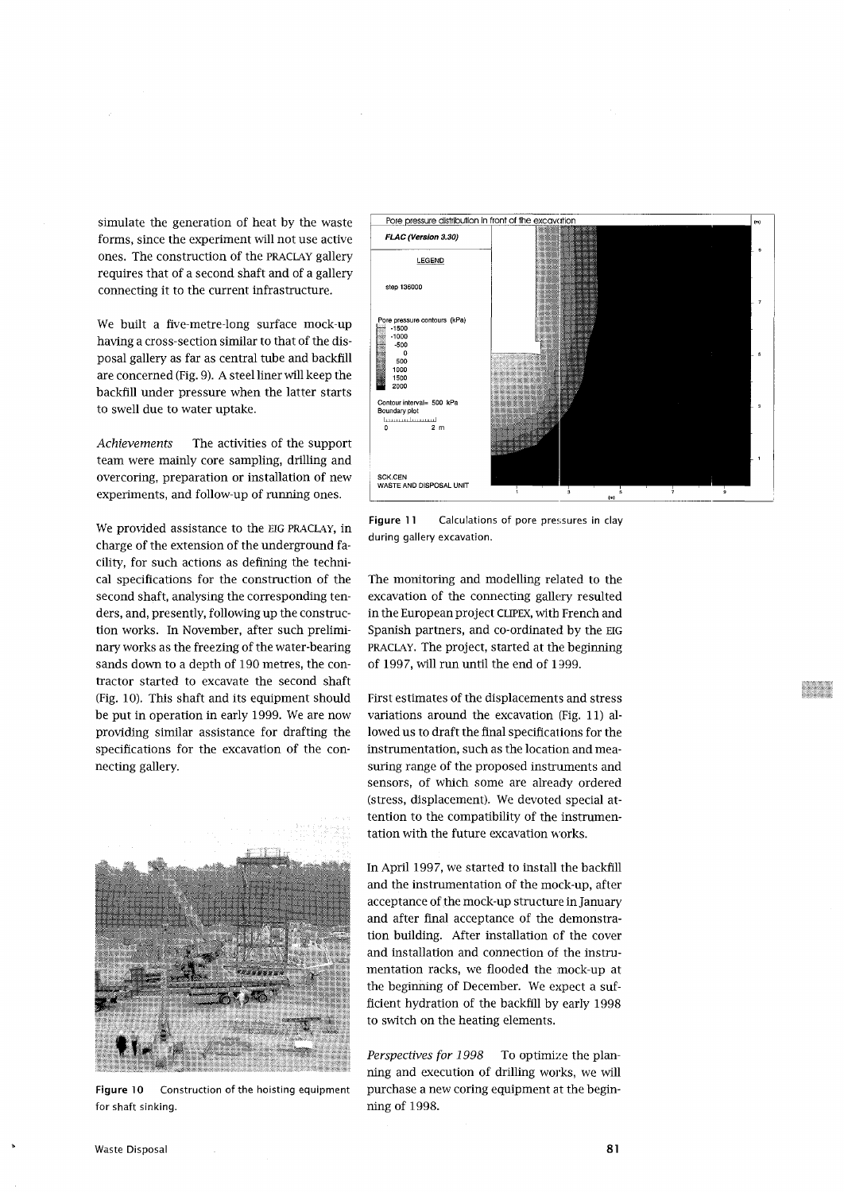simulate the generation of heat by the waste forms, since the experiment will not use active ones. The construction of the PRACLAY gallery requires that of a second shaft and of a gallery connecting it to the current infrastructure.

We built a five-metre-long surface mock-up having a cross-section similar to that of the disposal gallery as far as central tube and backfill are concerned (Fig. 9). A steel liner will keep the backfill under pressure when the latter starts to swell due to water uptake.

*Achievements* The activities of the support team were mainly core sampling, drilling and overcoring, preparation or installation of new experiments, and follow-up of running ones.

We provided assistance to the EIG PRACLAY, in charge of the extension of the underground facility, for such actions as defining the technical specifications for the construction of the second shaft, analysing the corresponding tenders, and, presently, following up the construction works. In November, after such preliminary works as the freezing of the water-bearing sands down to a depth of 190 metres, the contractor started to excavate the second shaft (Fig. 10). This shaft and its equipment should be put in operation in early 1999. We are now providing similar assistance for drafting the specifications for the excavation of the connecting gallery.

**Figure 10** Construction of the hoisting equipment for shaft sinking.

**Figure 11** Calculations of pore pressures in clay during gallery excavation.

The monitoring and modelling related to the excavation of the connecting gallery resulted in the European project CLIPEX, with French and Spanish partners, and co-ordinated by the EIG PRACLAY. The project, started at the beginning of 1997, will run until the end of 1999.

First estimates of the displacements and stress variations around the excavation (Fig. 11) allowed us to draft the final specifications for the instrumentation, such as the location and measuring range of the proposed instruments and sensors, of which some are already ordered (stress, displacement). We devoted special attention to the compatibility of the instrumentation with the future excavation works.

In April 1997, we started to install the backfill and the instrumentation of the mock-up, after acceptance of the mock-up structure in January and after final acceptance of the demonstration building. After installation of the cover and installation and connection of the instrumentation racks, we flooded the mock-up at the beginning of December. We expect a sufficient hydration of the backfill by early 1998 to switch on the heating elements.

*Perspectives for 1998* To optimize the planning and execution of drilling works, we will purchase a new coring equipment at the beginning of 1998.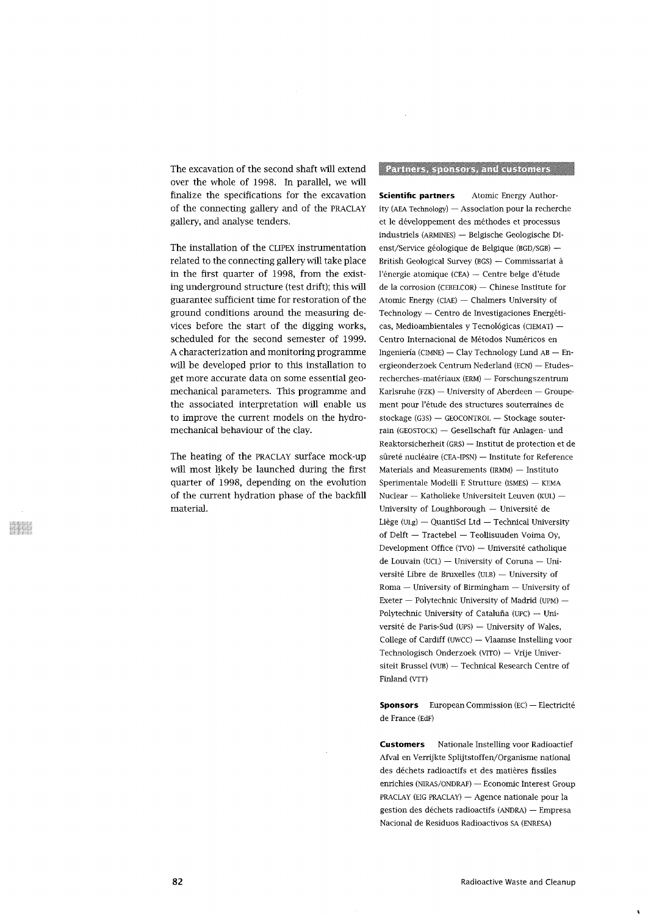The excavation of the second shaft will extend over the whole of 1998. In parallel, we will finalize the specifications for the excavation of the connecting gallery and of the PRACLAY gallery, and analyse tenders.

The installation of the CLIPEX instrumentation related to the connecting gallery will take place in the first quarter of 1998, from the existing underground structure (test drift); this will guarantee sufficient time for restoration of the ground conditions around the measuring devices before the start of the digging works, scheduled for the second semester of 1999. A characterization and monitoring programme will be developed prior to this installation to get more accurate data on some essential geomechanical parameters. This programme and the associated interpretation will enable us to improve the current models on the hydromechanical behaviour of the clay.

The heating of the PRACLAY surface mock-up will most likely be launched during the first quarter of 1998, depending on the evolution of the current hydration phase of the backfill material.

## Partners, sponsors, and customers

**Scientific partners** Atomic Energy Authority (AEA Technology) — Association pour la recherche et le développement des méthodes et processus industriels (ARMINES) — Belgische Geologische Dienst/Service géologique de Belgique (BGD/SGB) — British Geological Survey (BGS) — Commissariat à l'énergie atomique (CEA) — Centre belge d'étude de la corrosion (CEBELCOR) — Chinese Institute for Atomic Energy (CIAE) — Chalmers University of Technology — Centro de Investigaciones Energéticas, Medioambientales y Tecnológicas (CIEMAT) — Centro Internacional de Métodos Numéricos en Ingeniería (CIMNE) — Clay Technology Lund AB — Energieonderzoek Centrum Nederland (ECN) — Etudes-recherches-matériaux (ERM) — Forschungszentrum Karlsruhe (FZK) — University of Aberdeen — Groupement pour l'étude des structures souterraines de stockage (G3S) — GEOCONTROL — Stockage souterrain (GEOSTOCK) — Gesellschaft für Anlagen- und Reaktorsicherheit (GRS) — Institut de protection et de sûreté nucléaire (CEA-IPSN) — Institute for Reference Materials and Measurements (IRMM) — Instituto Sperimentale Modelli E Strutture (ISMES) — KEMA Nuclear — Katholieke Universiteit Leuven (KUL) — University of Loughborough — Université de Liège (ULg) — QuantiSci Ltd — Technical University of Delft — Tractebel — Teollisuuden Voima Oy, Development Office (TVO) — Université catholique de Louvain (UCL) — University of Coruna — Université Libre de Bruxelles (ULB) — University of Roma — University of Birmingham — University of Exeter — Polytechnic University of Madrid (UPM) — Polytechnic University of Cataluña (UPC) — Université de Paris-Sud (UPS) — University of Wales, College of Cardiff (UWCC) — Vlaamse Instelling voor Technologisch Onderzoek (VITO) — Vrije Universiteit Brussel (VUB) — Technical Research Centre of Finland (VTT)

**Sponsors** European Commission (EC) — Electricité de France (EdF)

**Customers** Nationale Instelling voor Radioactief Afval en Verrijkte Splijtstoffen/Organisme national des déchets radioactifs et des matières fissiles enrichies (NIRAS/ONDRAF) — Economic Interest Group PRACLAY (EIG PRACLAY) — Agence nationale pour la gestion des déchets radioactifs (ANDRA) — Empresa Nacional de Residuos Radioactivos SA (ENRESA)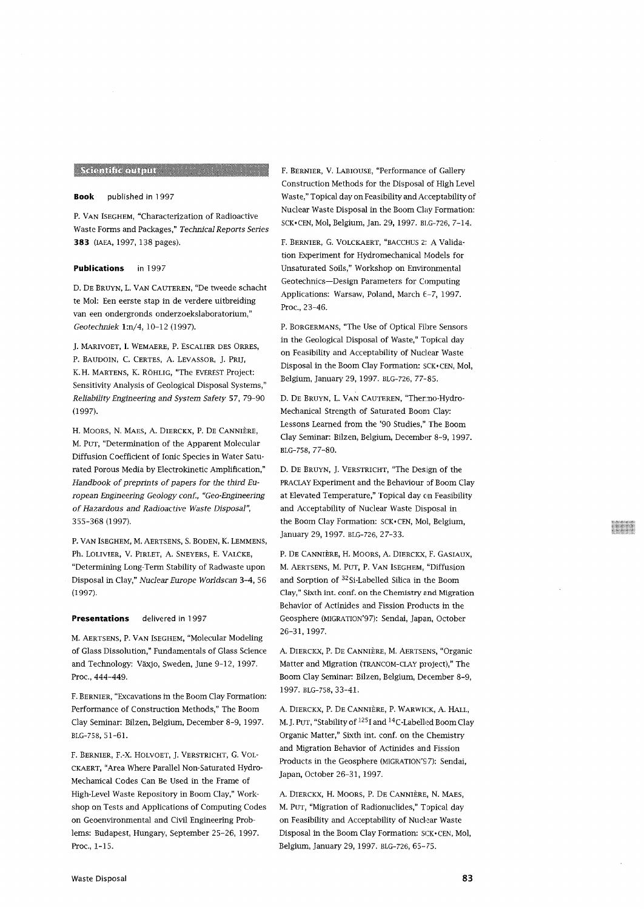## Scientific output

**Book** published in 1997

P. Van Iseghem, "Characterization of Radioactive Waste Forms and Packages," *Technical Reports Series* **383** (IAEA, 1997, 138 pages).

**Publications** in 1997

D. De Bruyn, L. Van Cauteren, "De tweede schacht te Mol: Een eerste stap in de verdere uitbreiding van een ondergronds onderzoekslaboratorium," *Geotechniek* 1:n/4, 10–12 (1997).

J. Marivoet, I. Wemaere, P. Escalier des Orres, P. Baudoin, C. Certes, A. Levassor, J. Prij, K.H. Martens, K. Röhlig, "The EVEREST Project: Sensitivity Analysis of Geological Disposal Systems," *Reliability Engineering and System Safety* 57, 79–90 (1997).

H. Moors, N. Maes, A. Dierckx, P. De Cannière, M. Put, "Determination of the Apparent Molecular Diffusion Coefficient of Ionic Species in Water Saturated Porous Media by Electrokinetic Amplification," *Handbook of preprints of papers for the third European Engineering Geology conf., "Geo-Engineering of Hazardous and Radioactive Waste Disposal"*, 355–368 (1997).

P. Van Iseghem, M. Aertsens, S. Boden, K. Lemmens, Ph. Lolivier, V. Pirlet, A. Sneyers, E. Valcke, "Determining Long-Term Stability of Radwaste upon Disposal in Clay," *Nuclear Europe Worldscan* 3–4, 56 (1997).

**Presentations** delivered in 1997

M. Aertsens, P. Van Iseghem, "Molecular Modeling of Glass Dissolution," Fundamentals of Glass Science and Technology: Växjo, Sweden, June 9–12, 1997. Proc., 444–449.

F. Bernier, "Excavations in the Boom Clay Formation: Performance of Construction Methods," The Boom Clay Seminar: Bilzen, Belgium, December 8–9, 1997. BLG-758, 51–61.

F. Bernier, F.-X. Holvoet, J. Verstricht, G. Volckaert, "Area Where Parallel Non-Saturated Hydro-Mechanical Codes Can Be Used in the Frame of High-Level Waste Repository in Boom Clay," Workshop on Tests and Applications of Computing Codes on Geoenvironmental and Civil Engineering Problems: Budapest, Hungary, September 25–26, 1997. Proc., 1–15.

F. Bernier, V. Labiouse, "Performance of Gallery Construction Methods for the Disposal of High Level Waste," Topical day on Feasibility and Acceptability of Nuclear Waste Disposal in the Boom Clay Formation: SCK•CEN, Mol, Belgium, Jan. 29, 1997. BLG-726, 7–14.

F. Bernier, G. Volckaert, "BACCHUS 2: A Validation Experiment for Hydromechanical Models for Unsaturated Soils," Workshop on Environmental Geotechnics—Design Parameters for Computing Applications: Warsaw, Poland, March 6–7, 1997. Proc., 23–46.

P. Borgermans, "The Use of Optical Fibre Sensors in the Geological Disposal of Waste," Topical day on Feasibility and Acceptability of Nuclear Waste Disposal in the Boom Clay Formation: SCK•CEN, Mol, Belgium, January 29, 1997. BLG-726, 77–85.

D. De Bruyn, L. Van Cauteren, "Thermo-Hydro-Mechanical Strength of Saturated Boom Clay: Lessons Learned from the '90 Studies," The Boom Clay Seminar: Bilzen, Belgium, December 8–9, 1997. BLG-758, 77–80.

D. De Bruyn, J. Verstricht, "The Design of the PRACLAY Experiment and the Behaviour of Boom Clay at Elevated Temperature," Topical day on Feasibility and Acceptability of Nuclear Waste Disposal in the Boom Clay Formation: SCK•CEN, Mol, Belgium, January 29, 1997. BLG-726, 27–33.

P. De Cannière, H. Moors, A. Dierckx, F. Gasiaux, M. Aertsens, M. Put, P. Van Iseghem, "Diffusion and Sorption of $^{32}$Si-Labelled Silica in the Boom Clay," Sixth int. conf. on the Chemistry and Migration Behavior of Actinides and Fission Products in the Geosphere (MIGRATION'97): Sendai, Japan, October 26–31, 1997.

A. Dierckx, P. De Cannière, M. Aertsens, "Organic Matter and Migration (TRANCOM-CLAY project)," The Boom Clay Seminar: Bilzen, Belgium, December 8–9, 1997. BLG-758, 33–41.

A. Dierckx, P. De Cannière, P. Warwick, A. Hall, M.J. Put, "Stability of $^{125}$I and $^{14}$C-Labelled Boom Clay Organic Matter," Sixth int. conf. on the Chemistry and Migration Behavior of Actinides and Fission Products in the Geosphere (MIGRATION'97): Sendai, Japan, October 26–31, 1997.

A. Dierckx, H. Moors, P. De Cannière, N. Maes, M. Put, "Migration of Radionuclides," Topical day on Feasibility and Acceptability of Nuclear Waste Disposal in the Boom Clay Formation: SCK•CEN, Mol, Belgium, January 29, 1997. BLG-726, 65–75.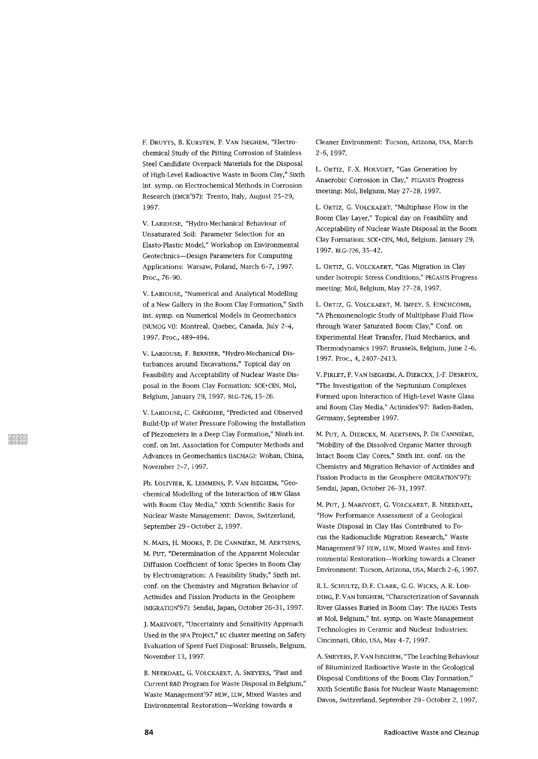F. Druyts, B. Kursten, P. Van Iseghem, "Electrochemical Study of the Pitting Corrosion of Stainless Steel Candidate Overpack Materials for the Disposal of High-Level Radioactive Waste in Boom Clay," Sixth int. symp. on Electrochemical Methods in Corrosion Research (EMCR'97): Trento, Italy, August 25–29, 1997.

V. Labiouse, "Hydro-Mechanical Behaviour of Unsaturated Soil: Parameter Selection for an Elasto-Plastic Model," Workshop on Environmental Geotechnics—Design Parameters for Computing Applications: Warsaw, Poland, March 6–7, 1997. Proc., 76–90.

V. Labiouse, "Numerical and Analytical Modelling of a New Gallery in the Boom Clay Formation," Sixth int. symp. on Numerical Models in Geomechanics (NUMOG VI): Montreal, Quebec, Canada, July 2–4, 1997. Proc., 489–494.

V. Labiouse, F. Bernier, "Hydro-Mechanical Disturbances around Excavations," Topical day on Feasibility and Acceptability of Nuclear Waste Disposal in the Boom Clay Formation: SCK•CEN, Mol, Belgium, January 29, 1997. BLG-726, 15–26.

V. Labiouse, C. Grégoire, "Predicted and Observed Build-Up of Water Pressure Following the Installation of Piezometers in a Deep Clay Formation," Ninth int. conf. on Int. Association for Computer Methods and Advances in Geomechanics (IACMAG): Wohan, China, November 2–7, 1997.

Ph. Lolivier, K. Lemmens, P. Van Iseghem, "Geochemical Modelling of the Interaction of HLW Glass with Boom Clay Media," XXIth Scientific Basis for Nuclear Waste Management: Davos, Switzerland, September 29 – October 2, 1997.

N. Maes, H. Moors, P. De Cannière, M. Aertsens, M. Put, "Determination of the Apparent Molecular Diffusion Coefficient of Ionic Species in Boom Clay by Electromigration: A Feasibility Study," Sixth int. conf. on the Chemistry and Migration Behavior of Actinides and Fission Products in the Geosphere (MIGRATION'97): Sendai, Japan, October 26–31, 1997.

J. Marivoet, "Uncertainty and Sensitivity Approach Used in the SPA Project," EC cluster meeting on Safety Evaluation of Spent Fuel Disposal: Brussels, Belgium, November 13, 1997.

B. Neerdael, G. Volckaert, A. Sneyers, "Past and Current R&D Program for Waste Disposal in Belgium," Waste Management'97 HLW, LLW, Mixed Wastes and Environmental Restoration—Working towards a Cleaner Environment: Tucson, Arizona, USA, March 2–6, 1997.

L. Ortiz, F.-X. Holvoet, "Gas Generation by Anaerobic Corrosion in Clay," PEGASUS Progress meeting: Mol, Belgium, May 27–28, 1997.

L. Ortiz, G. Volckaert, "Multiphase Flow in the Boom Clay Layer," Topical day on Feasibility and Acceptability of Nuclear Waste Disposal in the Boom Clay Formation: SCK•CEN, Mol, Belgium, January 29, 1997. BLG-726, 35–42.

L. Ortiz, G. Volckaert, "Gas Migration in Clay under Isotropic Stress Conditions," PEGASUS Progress meeting: Mol, Belgium, May 27–28, 1997.

L. Ortiz, G. Volckaert, M. Impey, S. Einchcomb, "A Phenomenologic Study of Multiphase Fluid Flow through Water Saturated Boom Clay," Conf. on Experimental Heat Transfer, Fluid Mechanics, and Thermodynamics 1997: Brussels, Belgium, June 2–6, 1997. Proc., 4, 2407–2413.

V. Pirlet, P. Van Iseghem, A. Dierckx, J.-F. Desreux, "The Investigation of the Neptunium Complexes Formed upon Interaction of High-Level Waste Glass and Boom Clay Media," Actinides'97: Baden-Baden, Germany, September 1997.

M. Put, A. Dierckx, M. Aertsens, P. De Cannière, "Mobility of the Dissolved Organic Matter through Intact Boom Clay Cores," Sixth int. conf. on the Chemistry and Migration Behavior of Actinides and Fission Products in the Geosphere (MIGRATION'97): Sendai, Japan, October 26–31, 1997.

M. Put, J. Marivoet, G. Volckaert, B. Neerdael, "How Performance Assessment of a Geological Waste Disposal in Clay Has Contributed to Focus the Radionuclide Migration Research," Waste Management'97 HLW, LLW, Mixed Wastes and Environmental Restoration—Working towards a Cleaner Environment: Tucson, Arizona, USA, March 2–6, 1997.

R.L. Schultz, D.E. Clark, G.G. Wicks, A.R. Lodding, P. Van Iseghem, "Characterization of Savannah River Glasses Buried in Boom Clay: The HADES Tests at Mol, Belgium," Int. symp. on Waste Management Technologies in Ceramic and Nuclear Industries: Cincinnati, Ohio, USA, May 4–7, 1997.

A. Sneyers, P. Van Iseghem, "The Leaching Behaviour of Bituminized Radioactive Waste in the Geological Disposal Conditions of the Boom Clay Formation," XXIth Scientific Basis for Nuclear Waste Management: Davos, Switzerland, September 29 – October 2, 1997.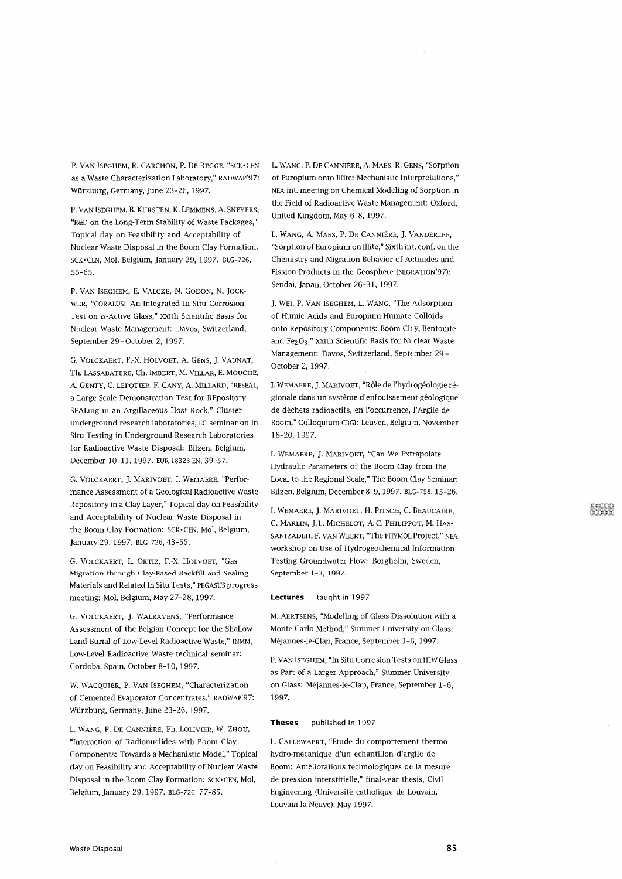P. VAN ISEGHEM, R. CARCHON, P. DE REGGE, "SCK•CEN as a Waste Characterization Laboratory," RADWAP'97: Würzburg, Germany, June 23-26, 1997.

P. VAN ISEGHEM, B. KURSTEN, K. LEMMENS, A. SNEYERS, "R&D on the Long-Term Stability of Waste Packages," Topical day on Feasibility and Acceptability of Nuclear Waste Disposal in the Boom Clay Formation: SCK•CEN, Mol, Belgium, January 29, 1997. BLG-726, 55-65.

P. VAN ISEGHEM, E. VALCKE, N. GODON, N. JOCKWER, "CORALUS: An Integrated In Situ Corrosion Test on $\alpha$-Active Glass," XXIth Scientific Basis for Nuclear Waste Management: Davos, Switzerland, September 29 - October 2, 1997.

G. VOLCKAERT, F.-X. HOLVOET, A. GENS, J. VAUNAT, Th. LASSABATERE, Ch. IMBERT, M. VILLAR, E. MOUCHE, A. GENTY, C. LEPOTIER, F. CANY, A. MILLARD, "RESEAL, a Large-Scale Demonstration Test for REpository SEALing in an Argillaceous Host Rock," Cluster underground research laboratories, EC seminar on In Situ Testing in Underground Research Laboratories for Radioactive Waste Disposal: Bilzen, Belgium, December 10-11, 1997. EUR 18323 EN, 39-57.

G. VOLCKAERT, J. MARIVOET, I. WEMAERE, "Performance Assessment of a Geological Radioactive Waste Repository in a Clay Layer," Topical day on Feasibility and Acceptability of Nuclear Waste Disposal in the Boom Clay Formation: SCK•CEN, Mol, Belgium, January 29, 1997. BLG-726, 43-55.

G. VOLCKAERT, L. ORTIZ, F.-X. HOLVOET, "Gas Migration through Clay-Based Backfill and Sealing Materials and Related In Situ Tests," PEGASUS progress meeting: Mol, Belgium, May 27-28, 1997.

G. VOLCKAERT, J. WALRAVENS, "Performance Assessment of the Belgian Concept for the Shallow Land Burial of Low-Level Radioactive Waste," INMM, Low-Level Radioactive Waste technical seminar: Cordoba, Spain, October 8-10, 1997.

W. WACQUIER, P. VAN ISEGHEM, "Characterization of Cemented Evaporator Concentrates," RADWAP'97: Würzburg, Germany, June 23-26, 1997.

L. WANG, P. DE CANNIÈRE, Ph. LOLIVIER, W. ZHOU, "Interaction of Radionuclides with Boom Clay Components: Towards a Mechanistic Model," Topical day on Feasibility and Acceptability of Nuclear Waste Disposal in the Boom Clay Formation: SCK•CEN, Mol, Belgium, January 29, 1997. BLG-726, 77-85.

L. WANG, P. DE CANNIÈRE, A. MAES, R. GENS, "Sorption of Europium onto Illite: Mechanistic Interpretations," NEA int. meeting on Chemical Modeling of Sorption in the Field of Radioactive Waste Management: Oxford, United Kingdom, May 6-8, 1997.

L. WANG, A. MAES, P. DE CANNIÈRE, J. VANDERLEE, "Sorption of Europium on Illite," Sixth int. conf. on the Chemistry and Migration Behavior of Actinides and Fission Products in the Geosphere (MIGRATION'97): Sendai, Japan, October 26-31, 1997.

J. WEI, P. VAN ISEGHEM, L. WANG, "The Adsorption of Humic Acids and Europium-Humate Colloids onto Repository Components: Boom Clay, Bentonite and $Fe_2O_3$," XXIth Scientific Basis for Nuclear Waste Management: Davos, Switzerland, September 29 - October 2, 1997.

I. WEMAERE, J. MARIVOET, "Rôle de l'hydrogéologie régionale dans un système d'enfouissement géologique de déchets radioactifs, en l'occurrence, l'Argile de Boom," Colloquium CBGI: Leuven, Belgium, November 18-20, 1997.

I. WEMAERE, J. MARIVOET, "Can We Extrapolate Hydraulic Parameters of the Boom Clay from the Local to the Regional Scale," The Boom Clay Seminar: Bilzen, Belgium, December 8-9, 1997. BLG-758, 15-26.

I. WEMAERE, J. MARIVOET, H. PITSCH, C. BEAUCAIRE, C. MARLIN, J.L. MICHELOT, A.C. PHILIPPOT, M. HASSANIZADEH, F. VAN WEERT, "The PHYMOL Project," NEA workshop on Use of Hydrogeochemical Information Testing Groundwater Flow: Borgholm, Sweden, September 1-3, 1997.

**Lectures** taught in 1997

M. AERTSENS, "Modelling of Glass Dissolution with a Monte Carlo Method," Summer University on Glass: Méjannes-le-Clap, France, September 1-6, 1997.

P. VAN ISEGHEM, "In Situ Corrosion Tests on HLW Glass as Part of a Larger Approach," Summer University on Glass: Méjannes-le-Clap, France, September 1-6, 1997.

**Theses** published in 1997

L. CALLEWAERT, "Etude du comportement thermo-hydro-mécanique d'un échantillon d'argile de Boom: Améliorations technologiques de la mesure de pression interstitielle," final-year thesis, Civil Engineering (Université catholique de Louvain, Louvain-la-Neuve), May 1997.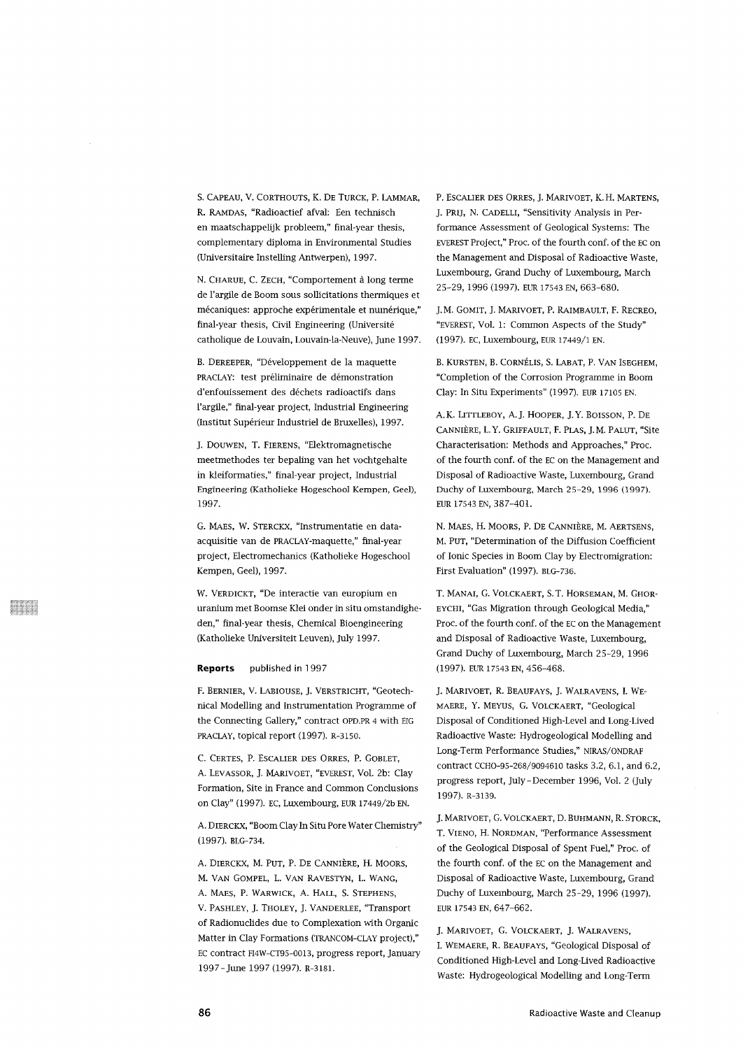S. Capeau, V. Corthouts, K. De Turck, P. Lammar, R. Ramdas, "Radioactief afval: Een technisch en maatschappelijk probleem," final-year thesis, complementary diploma in Environmental Studies (Universitaire Instelling Antwerpen), 1997.

N. Charue, C. Zech, "Comportement à long terme de l'argile de Boom sous sollicitations thermiques et mécaniques: approche expérimentale et numérique," final-year thesis, Civil Engineering (Université catholique de Louvain, Louvain-la-Neuve), June 1997.

B. Dereeper, "Développement de la maquette PRACLAY: test préliminaire de démonstration d'enfouissement des déchets radioactifs dans l'argile," final-year project, Industrial Engineering (Institut Supérieur Industriel de Bruxelles), 1997.

J. Douwen, T. Fierens, "Elektromagnetische meetmethodes ter bepaling van het vochtgehalte in kleiformaties," final-year project, Industrial Engineering (Katholieke Hogeschool Kempen, Geel), 1997.

G. Maes, W. Sterckx, "Instrumentatie en data-acquisitie van de PRACLAY-maquette," final-year project, Electromechanics (Katholieke Hogeschool Kempen, Geel), 1997.

W. Verdickt, "De interactie van europium en uranium met Boomse Klei onder in situ omstandigheden," final-year thesis, Chemical Bioengineering (Katholieke Universiteit Leuven), July 1997.

**Reports** published in 1997

F. Bernier, V. Labiouse, J. Verstricht, "Geotechnical Modelling and Instrumentation Programme of the Connecting Gallery," contract OPD.PR 4 with EIG PRACLAY, topical report (1997). R-3150.

C. Certes, P. Escalier des Orres, P. Goblet, A. Levassor, J. Marivoet, "EVEREST, Vol. 2b: Clay Formation, Site in France and Common Conclusions on Clay" (1997). EC, Luxembourg, EUR 17449/2b EN.

A. Dierckx, "Boom Clay In Situ Pore Water Chemistry" (1997). BLG-734.

A. Dierckx, M. Put, P. De Cannière, H. Moors, M. Van Gompel, L. Van Ravestyn, L. Wang, A. Maes, P. Warwick, A. Hall, S. Stephens, V. Pashley, J. Tholey, J. Vanderlee, "Transport of Radionuclides due to Complexation with Organic Matter in Clay Formations (TRANCOM-CLAY project)," EC contract FI4W-CT95-0013, progress report, January 1997 - June 1997 (1997). R-3181.

P. Escalier des Orres, J. Marivoet, K.H. Martens, J. Prij, N. Cadelli, "Sensitivity Analysis in Performance Assessment of Geological Systems: The EVEREST Project," Proc. of the fourth conf. of the EC on the Management and Disposal of Radioactive Waste, Luxembourg, Grand Duchy of Luxembourg, March 25-29, 1996 (1997). EUR 17543 EN, 663-680.

J.M. Gomit, J. Marivoet, P. Raimbault, F. Recreo, "EVEREST, Vol. 1: Common Aspects of the Study" (1997). EC, Luxembourg, EUR 17449/1 EN.

B. Kursten, B. Cornélis, S. Labat, P. Van Iseghem, "Completion of the Corrosion Programme in Boom Clay: In Situ Experiments" (1997). EUR 17105 EN.

A.K. Littleboy, A.J. Hooper, J.Y. Boisson, P. De Cannière, L.Y. Griffault, F. Plas, J.M. Palut, "Site Characterisation: Methods and Approaches," Proc. of the fourth conf. of the EC on the Management and Disposal of Radioactive Waste, Luxembourg, Grand Duchy of Luxembourg, March 25-29, 1996 (1997). EUR 17543 EN, 387-401.

N. Maes, H. Moors, P. De Cannière, M. Aertsens, M. Put, "Determination of the Diffusion Coefficient of Ionic Species in Boom Clay by Electromigration: First Evaluation" (1997). BLG-736.

T. Manai, G. Volckaert, S.T. Horseman, M. Ghoreychi, "Gas Migration through Geological Media," Proc. of the fourth conf. of the EC on the Management and Disposal of Radioactive Waste, Luxembourg, Grand Duchy of Luxembourg, March 25-29, 1996 (1997). EUR 17543 EN, 456-468.

J. Marivoet, R. Beaufays, J. Walravens, I. Wemaere, Y. Meyus, G. Volckaert, "Geological Disposal of Conditioned High-Level and Long-Lived Radioactive Waste: Hydrogeological Modelling and Long-Term Performance Studies," NIRAS/ONDRAF contract CCHO-95-268/9094610 tasks 3.2, 6.1, and 6.2, progress report, July - December 1996, Vol. 2 (July 1997). R-3139.

J. Marivoet, G. Volckaert, D. Buhmann, R. Storck, T. Vieno, H. Nordman, "Performance Assessment of the Geological Disposal of Spent Fuel," Proc. of the fourth conf. of the EC on the Management and Disposal of Radioactive Waste, Luxembourg, Grand Duchy of Luxembourg, March 25-29, 1996 (1997). EUR 17543 EN, 647-662.

J. Marivoet, G. Volckaert, J. Walravens, I. Wemaere, R. Beaufays, "Geological Disposal of Conditioned High-Level and Long-Lived Radioactive Waste: Hydrogeological Modelling and Long-Term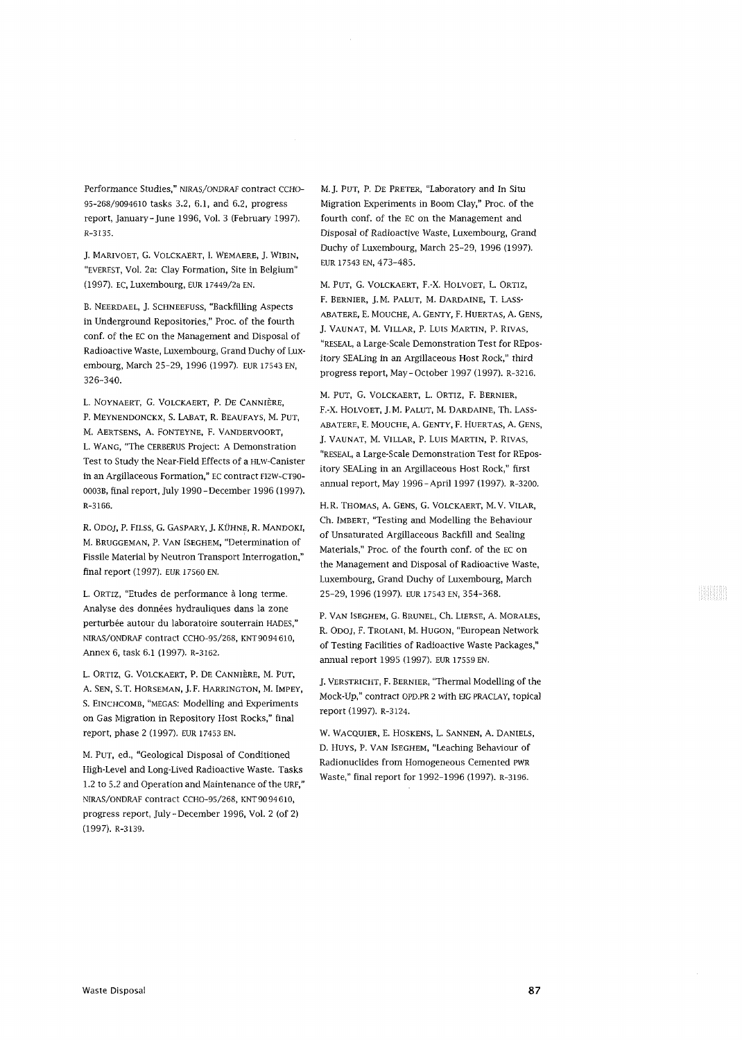Performance Studies," NIRAS/ONDRAF contract CCHO-95-268/9094610 tasks 3.2, 6.1, and 6.2, progress report, January - June 1996, Vol. 3 (February 1997). R-3135.

J. MARIVOET, G. VOLCKAERT, I. WEMAERE, J. WIBIN, "EVEREST, Vol. 2a: Clay Formation, Site in Belgium" (1997). EC, Luxembourg, EUR 17449/2a EN.

B. NEERDAEL, J. SCHNEEFUSS, "Backfilling Aspects in Underground Repositories," Proc. of the fourth conf. of the EC on the Management and Disposal of Radioactive Waste, Luxembourg, Grand Duchy of Luxembourg, March 25-29, 1996 (1997). EUR 17543 EN, 326-340.

L. NOYNAERT, G. VOLCKAERT, P. DE CANNIÈRE, P. MEYNENDONCKX, S. LABAT, R. BEAUFAYS, M. PUT, M. AERTSENS, A. FONTEYNE, F. VANDERVOORT, L. WANG, "The CERBERUS Project: A Demonstration Test to Study the Near-Field Effects of a HLW-Canister in an Argillaceous Formation," EC contract FI2W-CT90-0003B, final report, July 1990 - December 1996 (1997). R-3166.

R. ODOJ, P. FILSS, G. GASPARY, J. KÜHNE, R. MANDOKI, M. BRUGGEMAN, P. VAN ISEGHEM, "Determination of Fissile Material by Neutron Transport Interrogation," final report (1997). EUR 17560 EN.

L. ORTIZ, "Etudes de performance à long terme. Analyse des données hydrauliques dans la zone perturbée autour du laboratoire souterrain HADES," NIRAS/ONDRAF contract CCHO-95/268, KNT 90 94 610, Annex 6, task 6.1 (1997). R-3162.

L. ORTIZ, G. VOLCKAERT, P. DE CANNIÈRE, M. PUT, A. SEN, S.T. HORSEMAN, J.F. HARRINGTON, M. IMPEY, S. EINCHCOMB, "MEGAS: Modelling and Experiments on Gas Migration in Repository Host Rocks," final report, phase 2 (1997). EUR 17453 EN.

M. PUT, ed., "Geological Disposal of Conditioned High-Level and Long-Lived Radioactive Waste. Tasks 1.2 to 5.2 and Operation and Maintenance of the URF," NIRAS/ONDRAF contract CCHO-95/268, KNT 90 94 610, progress report, July - December 1996, Vol. 2 (of 2) (1997). R-3139.

M.J. PUT, P. DE PRETER, "Laboratory and In Situ Migration Experiments in Boom Clay," Proc. of the fourth conf. of the EC on the Management and Disposal of Radioactive Waste, Luxembourg, Grand Duchy of Luxembourg, March 25-29, 1996 (1997). EUR 17543 EN, 473-485.

M. PUT, G. VOLCKAERT, F.-X. HOLVOET, L. ORTIZ, F. BERNIER, J.M. PALUT, M. DARDAINE, T. LASSABATERE, E. MOUCHE, A. GENTY, F. HUERTAS, A. GENS, J. VAUNAT, M. VILLAR, P. LUIS MARTIN, P. RIVAS, "RESEAL, a Large-Scale Demonstration Test for REpository SEALing in an Argillaceous Host Rock," third progress report, May - October 1997 (1997). R-3216.

M. PUT, G. VOLCKAERT, L. ORTIZ, F. BERNIER, F.-X. HOLVOET, J.M. PALUT, M. DARDAINE, Th. LASSABATERE, E. MOUCHE, A. GENTY, F. HUERTAS, A. GENS, J. VAUNAT, M. VILLAR, P. LUIS MARTIN, P. RIVAS, "RESEAL, a Large-Scale Demonstration Test for REpository SEALing in an Argillaceous Host Rock," first annual report, May 1996 - April 1997 (1997). R-3200.

H.R. THOMAS, A. GENS, G. VOLCKAERT, M.V. VILAR, Ch. IMBERT, "Testing and Modelling the Behaviour of Unsaturated Argillaceous Backfill and Sealing Materials," Proc. of the fourth conf. of the EC on the Management and Disposal of Radioactive Waste, Luxembourg, Grand Duchy of Luxembourg, March 25-29, 1996 (1997). EUR 17543 EN, 354-368.

P. VAN ISEGHEM, G. BRUNEL, Ch. LIERSE, A. MORALES, R. ODOJ, F. TROIANI, M. HUGON, "European Network of Testing Facilities of Radioactive Waste Packages," annual report 1995 (1997). EUR 17559 EN.

J. VERSTRICHT, F. BERNIER, "Thermal Modelling of the Mock-Up," contract OPD.PR 2 with EIG PRACLAY, topical report (1997). R-3124.

W. WACQUIER, E. HOSKENS, L. SANNEN, A. DANIELS, D. HUYS, P. VAN ISEGHEM, "Leaching Behaviour of Radionuclides from Homogeneous Cemented PWR Waste," final report for 1992-1996 (1997). R-3196.